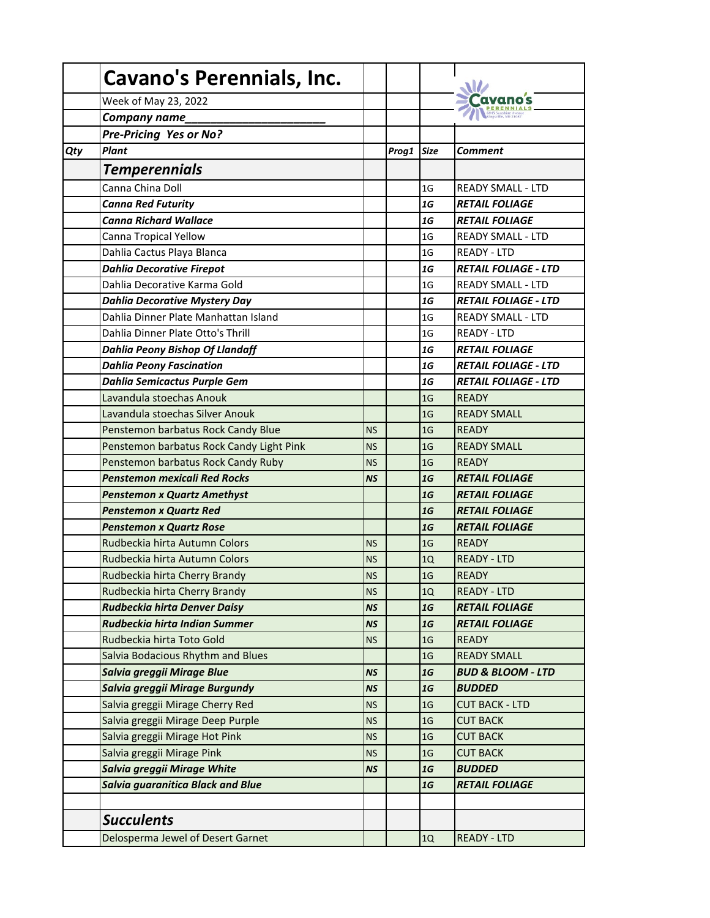# Cavano's Perennials, Inc.

Week of May 23, 2022

***Company name\_\_\_\_\_\_\_\_\_\_\_\_\_\_\_\_\_\_\_\_\_\_***

***Pre-Pricing Yes or No?***

| Qty | Plant | | Prog1 | Size | Comment |
|---|---|---|---|---|---|
| | ***Temperennials*** | | | | |
| | Canna China Doll | | | 1G | READY SMALL - LTD |
| | ***Canna Red Futurity*** | | | ***1G*** | ***RETAIL FOLIAGE*** |
| | ***Canna Richard Wallace*** | | | ***1G*** | ***RETAIL FOLIAGE*** |
| | Canna Tropical Yellow | | | 1G | READY SMALL - LTD |
| | Dahlia Cactus Playa Blanca | | | 1G | READY - LTD |
| | ***Dahlia Decorative Firepot*** | | | ***1G*** | ***RETAIL FOLIAGE - LTD*** |
| | Dahlia Decorative Karma Gold | | | 1G | READY SMALL - LTD |
| | ***Dahlia Decorative Mystery Day*** | | | ***1G*** | ***RETAIL FOLIAGE - LTD*** |
| | Dahlia Dinner Plate Manhattan Island | | | 1G | READY SMALL - LTD |
| | Dahlia Dinner Plate Otto's Thrill | | | 1G | READY - LTD |
| | ***Dahlia Peony Bishop Of Llandaff*** | | | ***1G*** | ***RETAIL FOLIAGE*** |
| | ***Dahlia Peony Fascination*** | | | ***1G*** | ***RETAIL FOLIAGE - LTD*** |
| | ***Dahlia Semicactus Purple Gem*** | | | ***1G*** | ***RETAIL FOLIAGE - LTD*** |
| | Lavandula stoechas Anouk | | | 1G | READY |
| | Lavandula stoechas Silver Anouk | | | 1G | READY SMALL |
| | Penstemon barbatus Rock Candy Blue | NS | | 1G | READY |
| | Penstemon barbatus Rock Candy Light Pink | NS | | 1G | READY SMALL |
| | Penstemon barbatus Rock Candy Ruby | NS | | 1G | READY |
| | ***Penstemon mexicali Red Rocks*** | ***NS*** | | ***1G*** | ***RETAIL FOLIAGE*** |
| | ***Penstemon x Quartz Amethyst*** | | | ***1G*** | ***RETAIL FOLIAGE*** |
| | ***Penstemon x Quartz Red*** | | | ***1G*** | ***RETAIL FOLIAGE*** |
| | ***Penstemon x Quartz Rose*** | | | ***1G*** | ***RETAIL FOLIAGE*** |
| | Rudbeckia hirta Autumn Colors | NS | | 1G | READY |
| | Rudbeckia hirta Autumn Colors | NS | | 1Q | READY - LTD |
| | Rudbeckia hirta Cherry Brandy | NS | | 1G | READY |
| | Rudbeckia hirta Cherry Brandy | NS | | 1Q | READY - LTD |
| | ***Rudbeckia hirta Denver Daisy*** | ***NS*** | | ***1G*** | ***RETAIL FOLIAGE*** |
| | ***Rudbeckia hirta Indian Summer*** | ***NS*** | | ***1G*** | ***RETAIL FOLIAGE*** |
| | Rudbeckia hirta Toto Gold | NS | | 1G | READY |
| | Salvia Bodacious Rhythm and Blues | | | 1G | READY SMALL |
| | ***Salvia greggii Mirage Blue*** | ***NS*** | | ***1G*** | ***BUD & BLOOM - LTD*** |
| | ***Salvia greggii Mirage Burgundy*** | ***NS*** | | ***1G*** | ***BUDDED*** |
| | Salvia greggii Mirage Cherry Red | NS | | 1G | CUT BACK - LTD |
| | Salvia greggii Mirage Deep Purple | NS | | 1G | CUT BACK |
| | Salvia greggii Mirage Hot Pink | NS | | 1G | CUT BACK |
| | Salvia greggii Mirage Pink | NS | | 1G | CUT BACK |
| | ***Salvia greggii Mirage White*** | ***NS*** | | ***1G*** | ***BUDDED*** |
| | ***Salvia guaranitica Black and Blue*** | | | ***1G*** | ***RETAIL FOLIAGE*** |
| | | | | | |
| | ***Succulents*** | | | | |
| | Delosperma Jewel of Desert Garnet | | | 1Q | READY - LTD |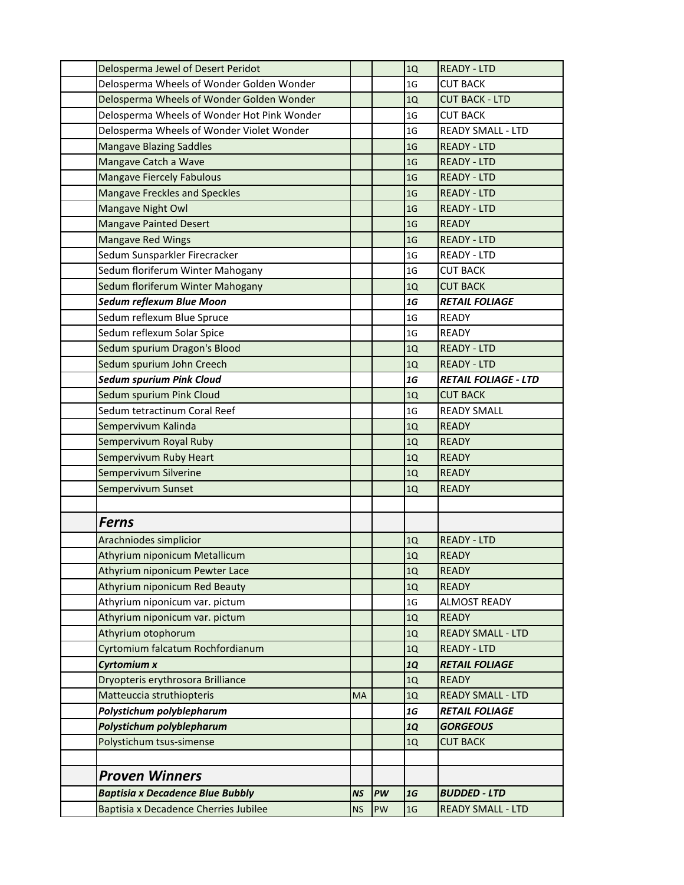| | | | | | |
|---|---|---|---|---|---|
| | Delosperma Jewel of Desert Peridot | | | 1Q | READY - LTD |
| | Delosperma Wheels of Wonder Golden Wonder | | | 1G | CUT BACK |
| | Delosperma Wheels of Wonder Golden Wonder | | | 1Q | CUT BACK - LTD |
| | Delosperma Wheels of Wonder Hot Pink Wonder | | | 1G | CUT BACK |
| | Delosperma Wheels of Wonder Violet Wonder | | | 1G | READY SMALL - LTD |
| | Mangave Blazing Saddles | | | 1G | READY - LTD |
| | Mangave Catch a Wave | | | 1G | READY - LTD |
| | Mangave Fiercely Fabulous | | | 1G | READY - LTD |
| | Mangave Freckles and Speckles | | | 1G | READY - LTD |
| | Mangave Night Owl | | | 1G | READY - LTD |
| | Mangave Painted Desert | | | 1G | READY |
| | Mangave Red Wings | | | 1G | READY - LTD |
| | Sedum Sunsparkler Firecracker | | | 1G | READY - LTD |
| | Sedum floriferum Winter Mahogany | | | 1G | CUT BACK |
| | Sedum floriferum Winter Mahogany | | | 1Q | CUT BACK |
| | ***Sedum reflexum Blue Moon*** | | | ***1G*** | ***RETAIL FOLIAGE*** |
| | Sedum reflexum Blue Spruce | | | 1G | READY |
| | Sedum reflexum Solar Spice | | | 1G | READY |
| | Sedum spurium Dragon's Blood | | | 1Q | READY - LTD |
| | Sedum spurium John Creech | | | 1Q | READY - LTD |
| | ***Sedum spurium Pink Cloud*** | | | ***1G*** | ***RETAIL FOLIAGE - LTD*** |
| | Sedum spurium Pink Cloud | | | 1Q | CUT BACK |
| | Sedum tetractinum Coral Reef | | | 1G | READY SMALL |
| | Sempervivum Kalinda | | | 1Q | READY |
| | Sempervivum Royal Ruby | | | 1Q | READY |
| | Sempervivum Ruby Heart | | | 1Q | READY |
| | Sempervivum Silverine | | | 1Q | READY |
| | Sempervivum Sunset | | | 1Q | READY |
| | | | | | |
| | ***Ferns*** | | | | |
| | Arachniodes simplicior | | | 1Q | READY - LTD |
| | Athyrium niponicum Metallicum | | | 1Q | READY |
| | Athyrium niponicum Pewter Lace | | | 1Q | READY |
| | Athyrium niponicum Red Beauty | | | 1Q | READY |
| | Athyrium niponicum var. pictum | | | 1G | ALMOST READY |
| | Athyrium niponicum var. pictum | | | 1Q | READY |
| | Athyrium otophorum | | | 1Q | READY SMALL - LTD |
| | Cyrtomium falcatum Rochfordianum | | | 1Q | READY - LTD |
| | ***Cyrtomium x*** | | | ***1Q*** | ***RETAIL FOLIAGE*** |
| | Dryopteris erythrosora Brilliance | | | 1Q | READY |
| | Matteuccia struthiopteris | MA | | 1Q | READY SMALL - LTD |
| | ***Polystichum polyblepharum*** | | | ***1G*** | ***RETAIL FOLIAGE*** |
| | ***Polystichum polyblepharum*** | | | ***1Q*** | ***GORGEOUS*** |
| | Polystichum tsus-simense | | | 1Q | CUT BACK |
| | | | | | |
| | ***Proven Winners*** | | | | |
| | ***Baptisia x Decadence Blue Bubbly*** | ***NS*** | ***PW*** | ***1G*** | ***BUDDED - LTD*** |
| | Baptisia x Decadence Cherries Jubilee | NS | PW | 1G | READY SMALL - LTD |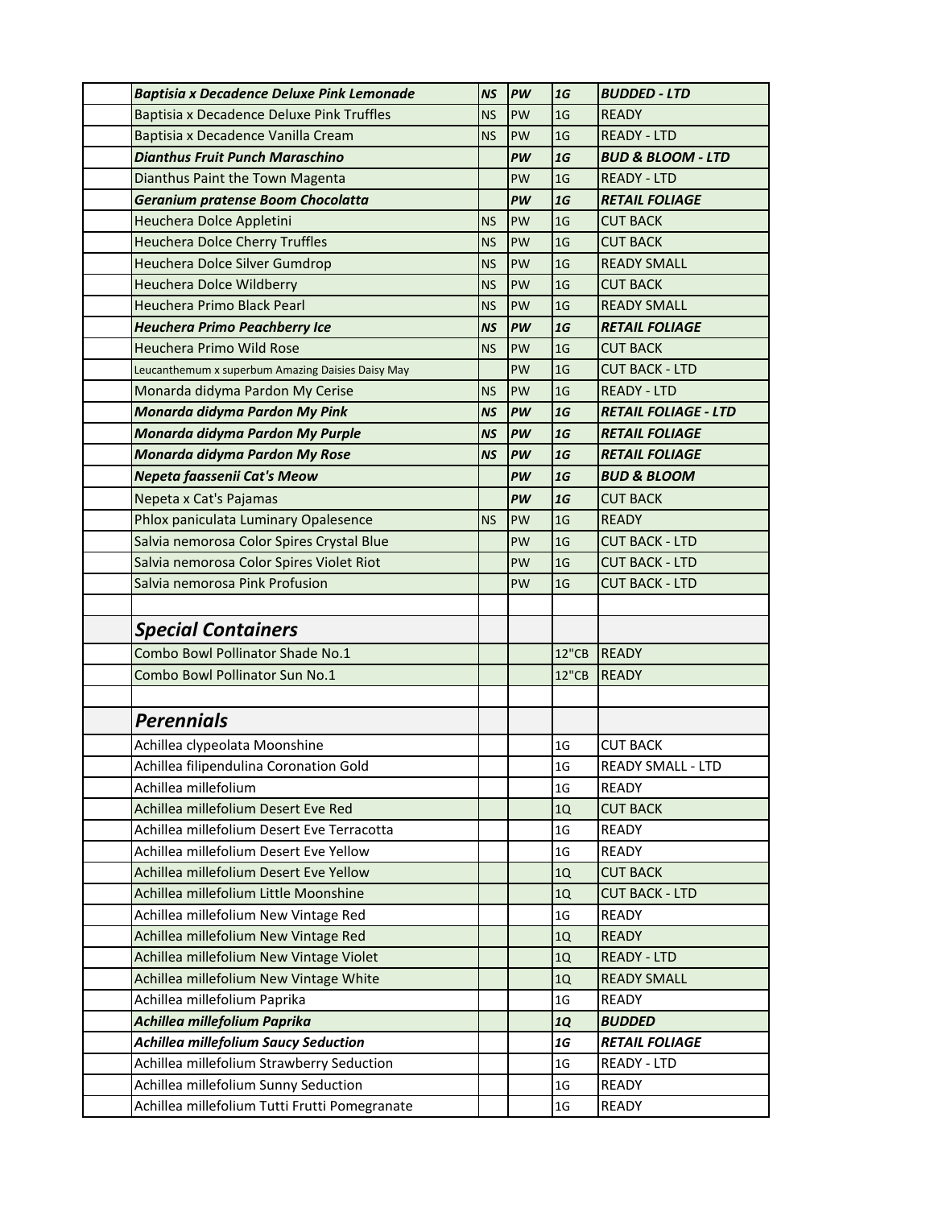| | | | | | |
|---|---|---|---|---|---|
| | ***Baptisia x Decadence Deluxe Pink Lemonade*** | ***NS*** | ***PW*** | ***1G*** | ***BUDDED - LTD*** |
| | Baptisia x Decadence Deluxe Pink Truffles | NS | PW | 1G | READY |
| | Baptisia x Decadence Vanilla Cream | NS | PW | 1G | READY - LTD |
| | ***Dianthus Fruit Punch Maraschino*** | | ***PW*** | ***1G*** | ***BUD & BLOOM - LTD*** |
| | Dianthus Paint the Town Magenta | | PW | 1G | READY - LTD |
| | ***Geranium pratense Boom Chocolatta*** | | ***PW*** | ***1G*** | ***RETAIL FOLIAGE*** |
| | Heuchera Dolce Appletini | NS | PW | 1G | CUT BACK |
| | Heuchera Dolce Cherry Truffles | NS | PW | 1G | CUT BACK |
| | Heuchera Dolce Silver Gumdrop | NS | PW | 1G | READY SMALL |
| | Heuchera Dolce Wildberry | NS | PW | 1G | CUT BACK |
| | Heuchera Primo Black Pearl | NS | PW | 1G | READY SMALL |
| | ***Heuchera Primo Peachberry Ice*** | ***NS*** | ***PW*** | ***1G*** | ***RETAIL FOLIAGE*** |
| | Heuchera Primo Wild Rose | NS | PW | 1G | CUT BACK |
| | Leucanthemum x superbum Amazing Daisies Daisy May | | PW | 1G | CUT BACK - LTD |
| | Monarda didyma Pardon My Cerise | NS | PW | 1G | READY - LTD |
| | ***Monarda didyma Pardon My Pink*** | ***NS*** | ***PW*** | ***1G*** | ***RETAIL FOLIAGE - LTD*** |
| | ***Monarda didyma Pardon My Purple*** | ***NS*** | ***PW*** | ***1G*** | ***RETAIL FOLIAGE*** |
| | ***Monarda didyma Pardon My Rose*** | ***NS*** | ***PW*** | ***1G*** | ***RETAIL FOLIAGE*** |
| | ***Nepeta faassenii Cat's Meow*** | | ***PW*** | ***1G*** | ***BUD & BLOOM*** |
| | Nepeta x Cat's Pajamas | | ***PW*** | ***1G*** | CUT BACK |
| | Phlox paniculata Luminary Opalesence | NS | PW | 1G | READY |
| | Salvia nemorosa Color Spires Crystal Blue | | PW | 1G | CUT BACK - LTD |
| | Salvia nemorosa Color Spires Violet Riot | | PW | 1G | CUT BACK - LTD |
| | Salvia nemorosa Pink Profusion | | PW | 1G | CUT BACK - LTD |
| | | | | | |
| | ***Special Containers*** | | | | |
| | Combo Bowl Pollinator Shade No.1 | | | 12"CB | READY |
| | Combo Bowl Pollinator Sun No.1 | | | 12"CB | READY |
| | | | | | |
| | ***Perennials*** | | | | |
| | Achillea clypeolata Moonshine | | | 1G | CUT BACK |
| | Achillea filipendulina Coronation Gold | | | 1G | READY SMALL - LTD |
| | Achillea millefolium | | | 1G | READY |
| | Achillea millefolium Desert Eve Red | | | 1Q | CUT BACK |
| | Achillea millefolium Desert Eve Terracotta | | | 1G | READY |
| | Achillea millefolium Desert Eve Yellow | | | 1G | READY |
| | Achillea millefolium Desert Eve Yellow | | | 1Q | CUT BACK |
| | Achillea millefolium Little Moonshine | | | 1Q | CUT BACK - LTD |
| | Achillea millefolium New Vintage Red | | | 1G | READY |
| | Achillea millefolium New Vintage Red | | | 1Q | READY |
| | Achillea millefolium New Vintage Violet | | | 1Q | READY - LTD |
| | Achillea millefolium New Vintage White | | | 1Q | READY SMALL |
| | Achillea millefolium Paprika | | | 1G | READY |
| | ***Achillea millefolium Paprika*** | | | ***1Q*** | ***BUDDED*** |
| | ***Achillea millefolium Saucy Seduction*** | | | ***1G*** | ***RETAIL FOLIAGE*** |
| | Achillea millefolium Strawberry Seduction | | | 1G | READY - LTD |
| | Achillea millefolium Sunny Seduction | | | 1G | READY |
| | Achillea millefolium Tutti Frutti Pomegranate | | | 1G | READY |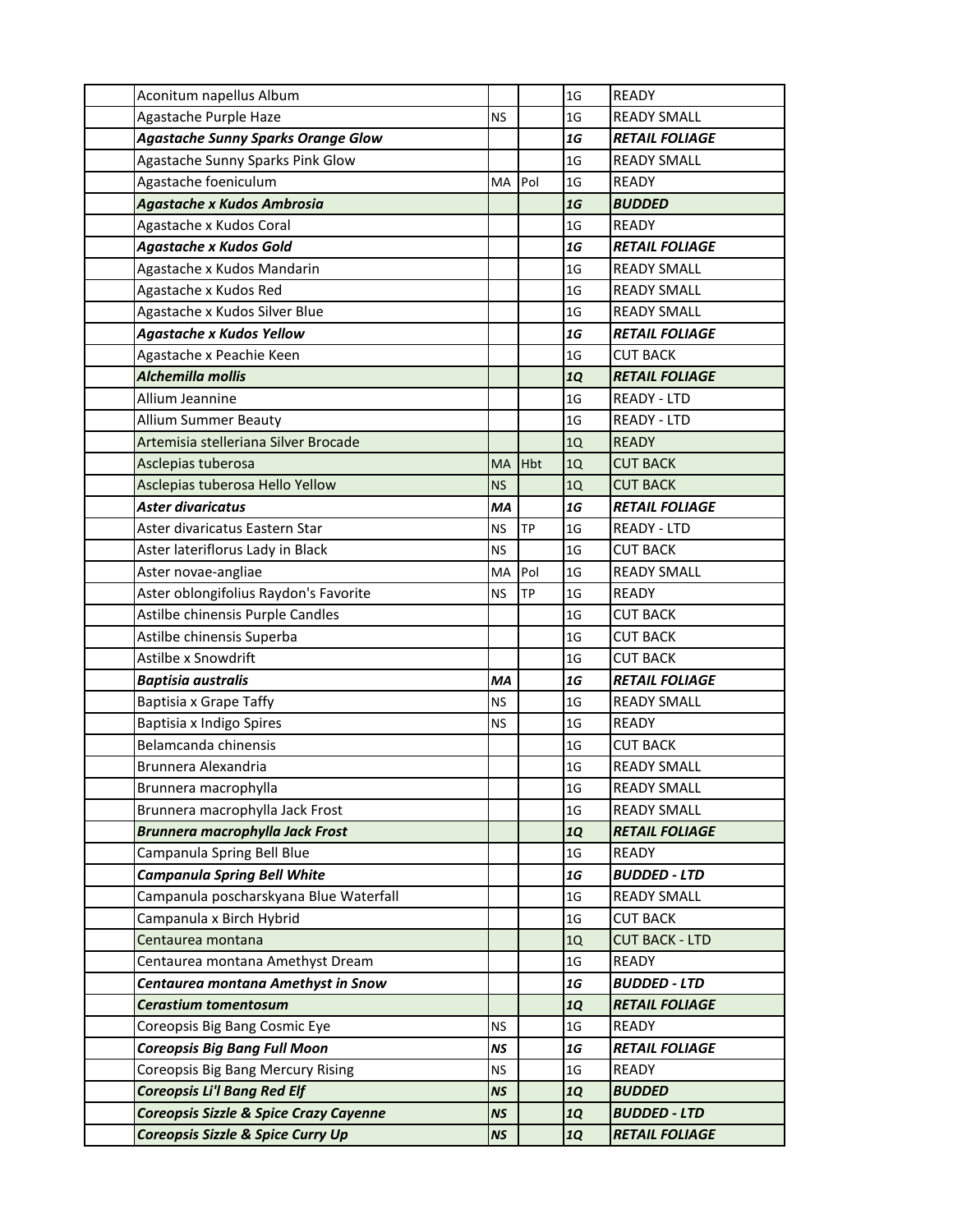| | | | | | |
|---|---|---|---|---|---|
| | Aconitum napellus Album | | | 1G | READY |
| | Agastache Purple Haze | NS | | 1G | READY SMALL |
| | ***Agastache Sunny Sparks Orange Glow*** | | | ***1G*** | ***RETAIL FOLIAGE*** |
| | Agastache Sunny Sparks Pink Glow | | | 1G | READY SMALL |
| | Agastache foeniculum | MA | Pol | 1G | READY |
| | ***Agastache x Kudos Ambrosia*** | | | ***1G*** | ***BUDDED*** |
| | Agastache x Kudos Coral | | | 1G | READY |
| | ***Agastache x Kudos Gold*** | | | ***1G*** | ***RETAIL FOLIAGE*** |
| | Agastache x Kudos Mandarin | | | 1G | READY SMALL |
| | Agastache x Kudos Red | | | 1G | READY SMALL |
| | Agastache x Kudos Silver Blue | | | 1G | READY SMALL |
| | ***Agastache x Kudos Yellow*** | | | ***1G*** | ***RETAIL FOLIAGE*** |
| | Agastache x Peachie Keen | | | 1G | CUT BACK |
| | ***Alchemilla mollis*** | | | ***1Q*** | ***RETAIL FOLIAGE*** |
| | Allium Jeannine | | | 1G | READY - LTD |
| | Allium Summer Beauty | | | 1G | READY - LTD |
| | Artemisia stelleriana Silver Brocade | | | 1Q | READY |
| | Asclepias tuberosa | MA | Hbt | 1Q | CUT BACK |
| | Asclepias tuberosa Hello Yellow | NS | | 1Q | CUT BACK |
| | ***Aster divaricatus*** | ***MA*** | | ***1G*** | ***RETAIL FOLIAGE*** |
| | Aster divaricatus Eastern Star | NS | TP | 1G | READY - LTD |
| | Aster lateriflorus Lady in Black | NS | | 1G | CUT BACK |
| | Aster novae-angliae | MA | Pol | 1G | READY SMALL |
| | Aster oblongifolius Raydon's Favorite | NS | TP | 1G | READY |
| | Astilbe chinensis Purple Candles | | | 1G | CUT BACK |
| | Astilbe chinensis Superba | | | 1G | CUT BACK |
| | Astilbe x Snowdrift | | | 1G | CUT BACK |
| | ***Baptisia australis*** | ***MA*** | | ***1G*** | ***RETAIL FOLIAGE*** |
| | Baptisia x Grape Taffy | NS | | 1G | READY SMALL |
| | Baptisia x Indigo Spires | NS | | 1G | READY |
| | Belamcanda chinensis | | | 1G | CUT BACK |
| | Brunnera Alexandria | | | 1G | READY SMALL |
| | Brunnera macrophylla | | | 1G | READY SMALL |
| | Brunnera macrophylla Jack Frost | | | 1G | READY SMALL |
| | ***Brunnera macrophylla Jack Frost*** | | | ***1Q*** | ***RETAIL FOLIAGE*** |
| | Campanula Spring Bell Blue | | | 1G | READY |
| | ***Campanula Spring Bell White*** | | | ***1G*** | ***BUDDED - LTD*** |
| | Campanula poscharskyana Blue Waterfall | | | 1G | READY SMALL |
| | Campanula x Birch Hybrid | | | 1G | CUT BACK |
| | Centaurea montana | | | 1Q | CUT BACK - LTD |
| | Centaurea montana Amethyst Dream | | | 1G | READY |
| | ***Centaurea montana Amethyst in Snow*** | | | ***1G*** | ***BUDDED - LTD*** |
| | ***Cerastium tomentosum*** | | | ***1Q*** | ***RETAIL FOLIAGE*** |
| | Coreopsis Big Bang Cosmic Eye | NS | | 1G | READY |
| | ***Coreopsis Big Bang Full Moon*** | ***NS*** | | ***1G*** | ***RETAIL FOLIAGE*** |
| | Coreopsis Big Bang Mercury Rising | NS | | 1G | READY |
| | ***Coreopsis Li'l Bang Red Elf*** | ***NS*** | | ***1Q*** | ***BUDDED*** |
| | ***Coreopsis Sizzle & Spice Crazy Cayenne*** | ***NS*** | | ***1Q*** | ***BUDDED - LTD*** |
| | ***Coreopsis Sizzle & Spice Curry Up*** | ***NS*** | | ***1Q*** | ***RETAIL FOLIAGE*** |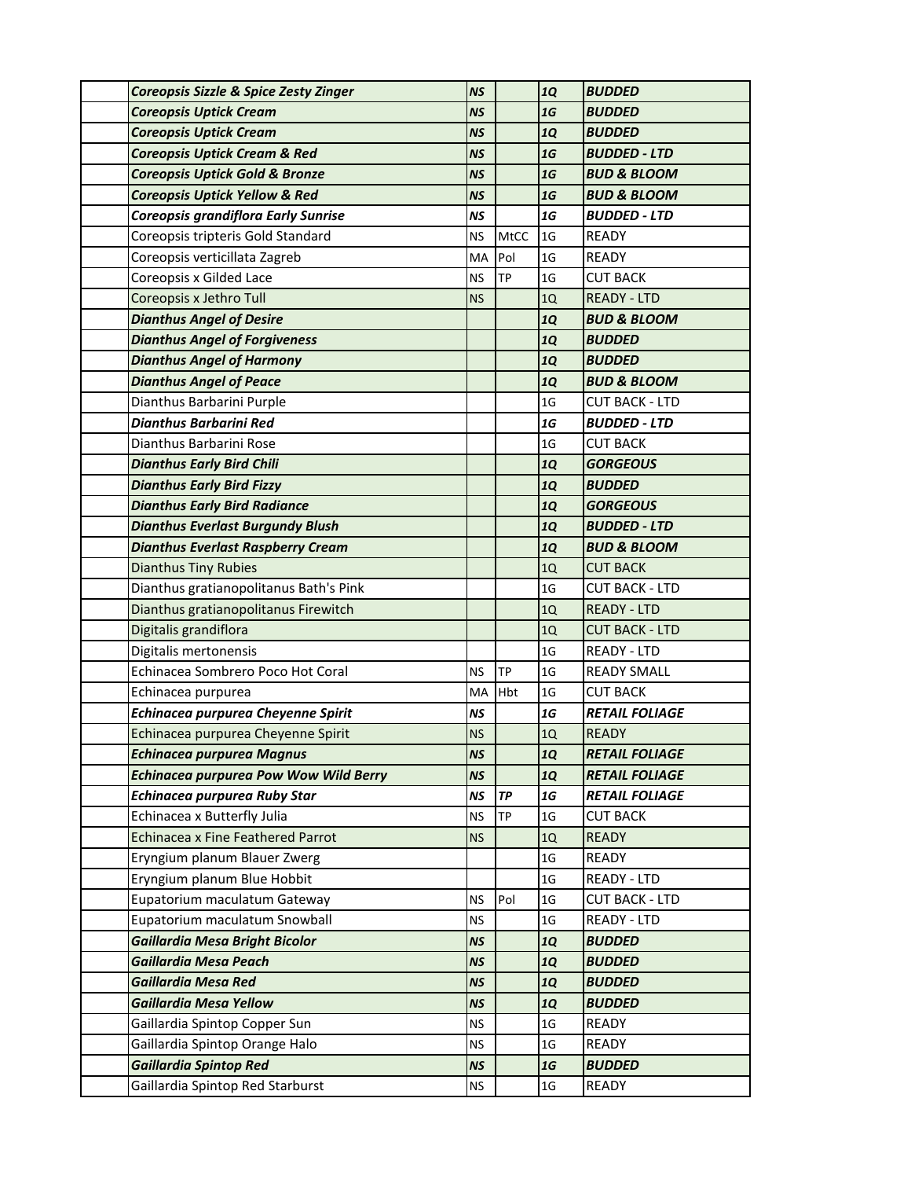| | | | | | |
|---|---|---|---|---|---|
| | ***Coreopsis Sizzle & Spice Zesty Zinger*** | ***NS*** | | ***1Q*** | ***BUDDED*** |
| | ***Coreopsis Uptick Cream*** | ***NS*** | | ***1G*** | ***BUDDED*** |
| | ***Coreopsis Uptick Cream*** | ***NS*** | | ***1Q*** | ***BUDDED*** |
| | ***Coreopsis Uptick Cream & Red*** | ***NS*** | | ***1G*** | ***BUDDED - LTD*** |
| | ***Coreopsis Uptick Gold & Bronze*** | ***NS*** | | ***1G*** | ***BUD & BLOOM*** |
| | ***Coreopsis Uptick Yellow & Red*** | ***NS*** | | ***1G*** | ***BUD & BLOOM*** |
| | ***Coreopsis grandiflora Early Sunrise*** | ***NS*** | | ***1G*** | ***BUDDED - LTD*** |
| | Coreopsis tripteris Gold Standard | NS | MtCC | 1G | READY |
| | Coreopsis verticillata Zagreb | MA | Pol | 1G | READY |
| | Coreopsis x Gilded Lace | NS | TP | 1G | CUT BACK |
| | Coreopsis x Jethro Tull | NS | | 1Q | READY - LTD |
| | ***Dianthus Angel of Desire*** | | | ***1Q*** | ***BUD & BLOOM*** |
| | ***Dianthus Angel of Forgiveness*** | | | ***1Q*** | ***BUDDED*** |
| | ***Dianthus Angel of Harmony*** | | | ***1Q*** | ***BUDDED*** |
| | ***Dianthus Angel of Peace*** | | | ***1Q*** | ***BUD & BLOOM*** |
| | Dianthus Barbarini Purple | | | 1G | CUT BACK - LTD |
| | ***Dianthus Barbarini Red*** | | | ***1G*** | ***BUDDED - LTD*** |
| | Dianthus Barbarini Rose | | | 1G | CUT BACK |
| | ***Dianthus Early Bird Chili*** | | | ***1Q*** | ***GORGEOUS*** |
| | ***Dianthus Early Bird Fizzy*** | | | ***1Q*** | ***BUDDED*** |
| | ***Dianthus Early Bird Radiance*** | | | ***1Q*** | ***GORGEOUS*** |
| | ***Dianthus Everlast Burgundy Blush*** | | | ***1Q*** | ***BUDDED - LTD*** |
| | ***Dianthus Everlast Raspberry Cream*** | | | ***1Q*** | ***BUD & BLOOM*** |
| | Dianthus Tiny Rubies | | | 1Q | CUT BACK |
| | Dianthus gratianopolitanus Bath's Pink | | | 1G | CUT BACK - LTD |
| | Dianthus gratianopolitanus Firewitch | | | 1Q | READY - LTD |
| | Digitalis grandiflora | | | 1Q | CUT BACK - LTD |
| | Digitalis mertonensis | | | 1G | READY - LTD |
| | Echinacea Sombrero Poco Hot Coral | NS | TP | 1G | READY SMALL |
| | Echinacea purpurea | MA | Hbt | 1G | CUT BACK |
| | ***Echinacea purpurea Cheyenne Spirit*** | ***NS*** | | ***1G*** | ***RETAIL FOLIAGE*** |
| | Echinacea purpurea Cheyenne Spirit | NS | | 1Q | READY |
| | ***Echinacea purpurea Magnus*** | ***NS*** | | ***1Q*** | ***RETAIL FOLIAGE*** |
| | ***Echinacea purpurea Pow Wow Wild Berry*** | ***NS*** | | ***1Q*** | ***RETAIL FOLIAGE*** |
| | ***Echinacea purpurea Ruby Star*** | ***NS*** | ***TP*** | ***1G*** | ***RETAIL FOLIAGE*** |
| | Echinacea x Butterfly Julia | NS | TP | 1G | CUT BACK |
| | Echinacea x Fine Feathered Parrot | NS | | 1Q | READY |
| | Eryngium planum Blauer Zwerg | | | 1G | READY |
| | Eryngium planum Blue Hobbit | | | 1G | READY - LTD |
| | Eupatorium maculatum Gateway | NS | Pol | 1G | CUT BACK - LTD |
| | Eupatorium maculatum Snowball | NS | | 1G | READY - LTD |
| | ***Gaillardia Mesa Bright Bicolor*** | ***NS*** | | ***1Q*** | ***BUDDED*** |
| | ***Gaillardia Mesa Peach*** | ***NS*** | | ***1Q*** | ***BUDDED*** |
| | ***Gaillardia Mesa Red*** | ***NS*** | | ***1Q*** | ***BUDDED*** |
| | ***Gaillardia Mesa Yellow*** | ***NS*** | | ***1Q*** | ***BUDDED*** |
| | Gaillardia Spintop Copper Sun | NS | | 1G | READY |
| | Gaillardia Spintop Orange Halo | NS | | 1G | READY |
| | ***Gaillardia Spintop Red*** | ***NS*** | | ***1G*** | ***BUDDED*** |
| | Gaillardia Spintop Red Starburst | NS | | 1G | READY |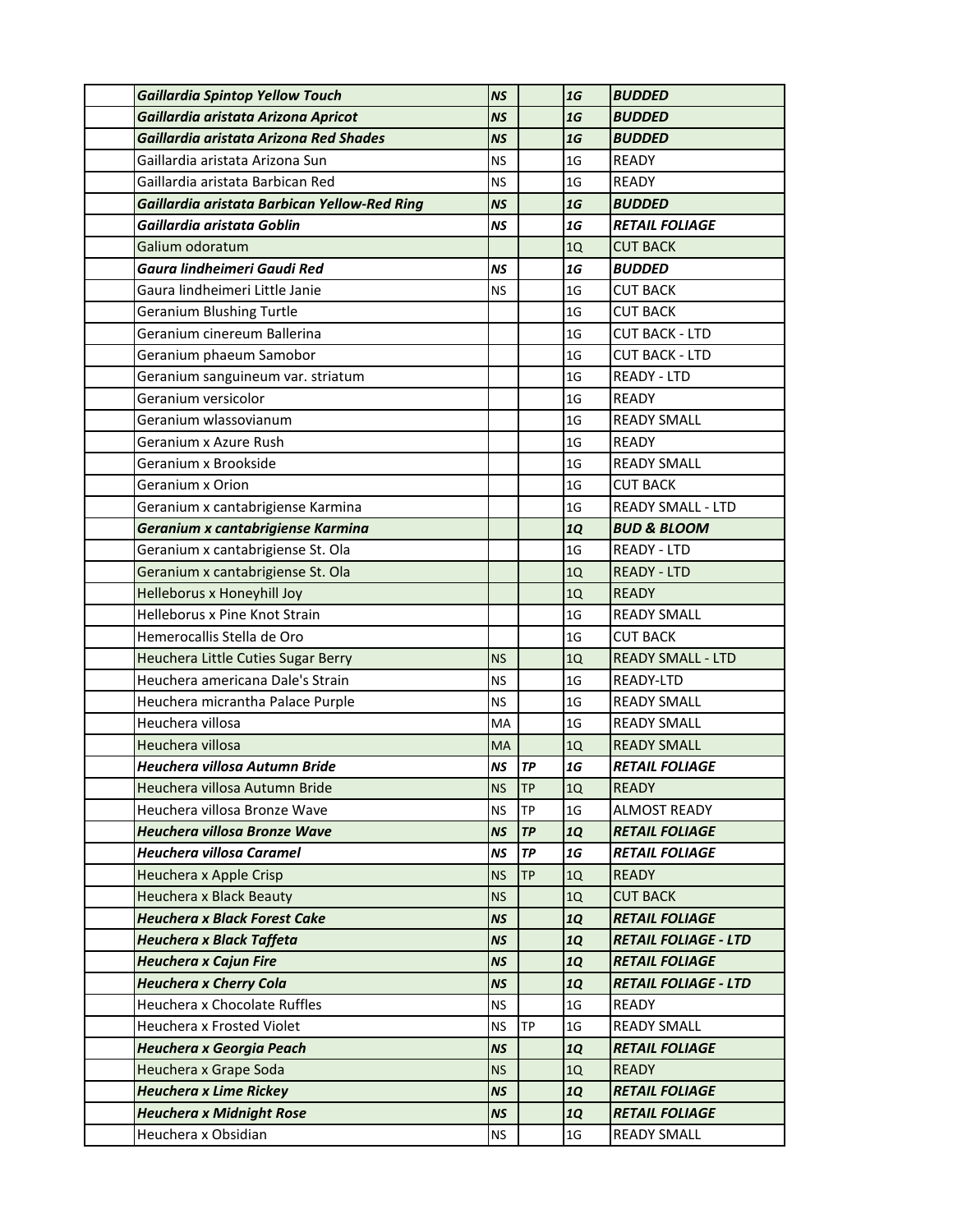| | | | | | |
|---|---|---|---|---|---|
| | ***Gaillardia Spintop Yellow Touch*** | ***NS*** | | ***1G*** | ***BUDDED*** |
| | ***Gaillardia aristata Arizona Apricot*** | ***NS*** | | ***1G*** | ***BUDDED*** |
| | ***Gaillardia aristata Arizona Red Shades*** | ***NS*** | | ***1G*** | ***BUDDED*** |
| | Gaillardia aristata Arizona Sun | NS | | 1G | READY |
| | Gaillardia aristata Barbican Red | NS | | 1G | READY |
| | ***Gaillardia aristata Barbican Yellow-Red Ring*** | ***NS*** | | ***1G*** | ***BUDDED*** |
| | ***Gaillardia aristata Goblin*** | ***NS*** | | ***1G*** | ***RETAIL FOLIAGE*** |
| | Galium odoratum | | | 1Q | CUT BACK |
| | ***Gaura lindheimeri Gaudi Red*** | ***NS*** | | ***1G*** | ***BUDDED*** |
| | Gaura lindheimeri Little Janie | NS | | 1G | CUT BACK |
| | Geranium Blushing Turtle | | | 1G | CUT BACK |
| | Geranium cinereum Ballerina | | | 1G | CUT BACK - LTD |
| | Geranium phaeum Samobor | | | 1G | CUT BACK - LTD |
| | Geranium sanguineum var. striatum | | | 1G | READY - LTD |
| | Geranium versicolor | | | 1G | READY |
| | Geranium wlassovianum | | | 1G | READY SMALL |
| | Geranium x Azure Rush | | | 1G | READY |
| | Geranium x Brookside | | | 1G | READY SMALL |
| | Geranium x Orion | | | 1G | CUT BACK |
| | Geranium x cantabrigiense Karmina | | | 1G | READY SMALL - LTD |
| | ***Geranium x cantabrigiense Karmina*** | | | ***1Q*** | ***BUD & BLOOM*** |
| | Geranium x cantabrigiense St. Ola | | | 1G | READY - LTD |
| | Geranium x cantabrigiense St. Ola | | | 1Q | READY - LTD |
| | Helleborus x Honeyhill Joy | | | 1Q | READY |
| | Helleborus x Pine Knot Strain | | | 1G | READY SMALL |
| | Hemerocallis Stella de Oro | | | 1G | CUT BACK |
| | Heuchera Little Cuties Sugar Berry | NS | | 1Q | READY SMALL - LTD |
| | Heuchera americana Dale's Strain | NS | | 1G | READY-LTD |
| | Heuchera micrantha Palace Purple | NS | | 1G | READY SMALL |
| | Heuchera villosa | MA | | 1G | READY SMALL |
| | Heuchera villosa | MA | | 1Q | READY SMALL |
| | ***Heuchera villosa Autumn Bride*** | ***NS*** | ***TP*** | ***1G*** | ***RETAIL FOLIAGE*** |
| | Heuchera villosa Autumn Bride | NS | TP | 1Q | READY |
| | Heuchera villosa Bronze Wave | NS | TP | 1G | ALMOST READY |
| | ***Heuchera villosa Bronze Wave*** | ***NS*** | ***TP*** | ***1Q*** | ***RETAIL FOLIAGE*** |
| | ***Heuchera villosa Caramel*** | ***NS*** | ***TP*** | ***1G*** | ***RETAIL FOLIAGE*** |
| | Heuchera x Apple Crisp | NS | TP | 1Q | READY |
| | Heuchera x Black Beauty | NS | | 1Q | CUT BACK |
| | ***Heuchera x Black Forest Cake*** | ***NS*** | | ***1Q*** | ***RETAIL FOLIAGE*** |
| | ***Heuchera x Black Taffeta*** | ***NS*** | | ***1Q*** | ***RETAIL FOLIAGE - LTD*** |
| | ***Heuchera x Cajun Fire*** | ***NS*** | | ***1Q*** | ***RETAIL FOLIAGE*** |
| | ***Heuchera x Cherry Cola*** | ***NS*** | | ***1Q*** | ***RETAIL FOLIAGE - LTD*** |
| | Heuchera x Chocolate Ruffles | NS | | 1G | READY |
| | Heuchera x Frosted Violet | NS | TP | 1G | READY SMALL |
| | ***Heuchera x Georgia Peach*** | ***NS*** | | ***1Q*** | ***RETAIL FOLIAGE*** |
| | Heuchera x Grape Soda | NS | | 1Q | READY |
| | ***Heuchera x Lime Rickey*** | ***NS*** | | ***1Q*** | ***RETAIL FOLIAGE*** |
| | ***Heuchera x Midnight Rose*** | ***NS*** | | ***1Q*** | ***RETAIL FOLIAGE*** |
| | Heuchera x Obsidian | NS | | 1G | READY SMALL |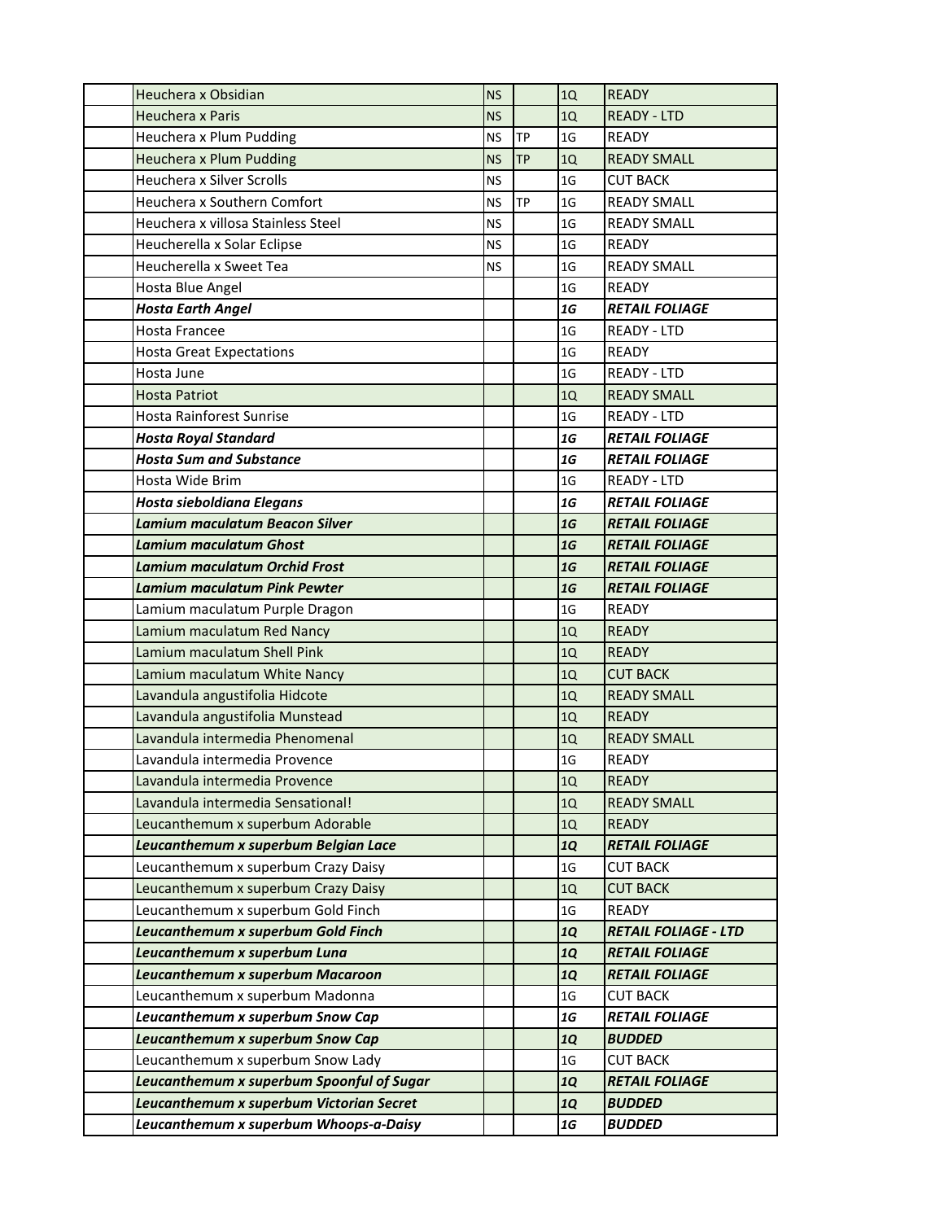| | | | | | |
|---|---|---|---|---|---|
| | Heuchera x Obsidian | NS | | 1Q | READY |
| | Heuchera x Paris | NS | | 1Q | READY - LTD |
| | Heuchera x Plum Pudding | NS | TP | 1G | READY |
| | Heuchera x Plum Pudding | NS | TP | 1Q | READY SMALL |
| | Heuchera x Silver Scrolls | NS | | 1G | CUT BACK |
| | Heuchera x Southern Comfort | NS | TP | 1G | READY SMALL |
| | Heuchera x villosa Stainless Steel | NS | | 1G | READY SMALL |
| | Heucherella x Solar Eclipse | NS | | 1G | READY |
| | Heucherella x Sweet Tea | NS | | 1G | READY SMALL |
| | Hosta Blue Angel | | | 1G | READY |
| | ***Hosta Earth Angel*** | | | ***1G*** | ***RETAIL FOLIAGE*** |
| | Hosta Francee | | | 1G | READY - LTD |
| | Hosta Great Expectations | | | 1G | READY |
| | Hosta June | | | 1G | READY - LTD |
| | Hosta Patriot | | | 1Q | READY SMALL |
| | Hosta Rainforest Sunrise | | | 1G | READY - LTD |
| | ***Hosta Royal Standard*** | | | ***1G*** | ***RETAIL FOLIAGE*** |
| | ***Hosta Sum and Substance*** | | | ***1G*** | ***RETAIL FOLIAGE*** |
| | Hosta Wide Brim | | | 1G | READY - LTD |
| | ***Hosta sieboldiana Elegans*** | | | ***1G*** | ***RETAIL FOLIAGE*** |
| | ***Lamium maculatum Beacon Silver*** | | | ***1G*** | ***RETAIL FOLIAGE*** |
| | ***Lamium maculatum Ghost*** | | | ***1G*** | ***RETAIL FOLIAGE*** |
| | ***Lamium maculatum Orchid Frost*** | | | ***1G*** | ***RETAIL FOLIAGE*** |
| | ***Lamium maculatum Pink Pewter*** | | | ***1G*** | ***RETAIL FOLIAGE*** |
| | Lamium maculatum Purple Dragon | | | 1G | READY |
| | Lamium maculatum Red Nancy | | | 1Q | READY |
| | Lamium maculatum Shell Pink | | | 1Q | READY |
| | Lamium maculatum White Nancy | | | 1Q | CUT BACK |
| | Lavandula angustifolia Hidcote | | | 1Q | READY SMALL |
| | Lavandula angustifolia Munstead | | | 1Q | READY |
| | Lavandula intermedia Phenomenal | | | 1Q | READY SMALL |
| | Lavandula intermedia Provence | | | 1G | READY |
| | Lavandula intermedia Provence | | | 1Q | READY |
| | Lavandula intermedia Sensational! | | | 1Q | READY SMALL |
| | Leucanthemum x superbum Adorable | | | 1Q | READY |
| | ***Leucanthemum x superbum Belgian Lace*** | | | ***1Q*** | ***RETAIL FOLIAGE*** |
| | Leucanthemum x superbum Crazy Daisy | | | 1G | CUT BACK |
| | Leucanthemum x superbum Crazy Daisy | | | 1Q | CUT BACK |
| | Leucanthemum x superbum Gold Finch | | | 1G | READY |
| | ***Leucanthemum x superbum Gold Finch*** | | | ***1Q*** | ***RETAIL FOLIAGE - LTD*** |
| | ***Leucanthemum x superbum Luna*** | | | ***1Q*** | ***RETAIL FOLIAGE*** |
| | ***Leucanthemum x superbum Macaroon*** | | | ***1Q*** | ***RETAIL FOLIAGE*** |
| | Leucanthemum x superbum Madonna | | | 1G | CUT BACK |
| | ***Leucanthemum x superbum Snow Cap*** | | | ***1G*** | ***RETAIL FOLIAGE*** |
| | ***Leucanthemum x superbum Snow Cap*** | | | ***1Q*** | ***BUDDED*** |
| | Leucanthemum x superbum Snow Lady | | | 1G | CUT BACK |
| | ***Leucanthemum x superbum Spoonful of Sugar*** | | | ***1Q*** | ***RETAIL FOLIAGE*** |
| | ***Leucanthemum x superbum Victorian Secret*** | | | ***1Q*** | ***BUDDED*** |
| | ***Leucanthemum x superbum Whoops-a-Daisy*** | | | ***1G*** | ***BUDDED*** |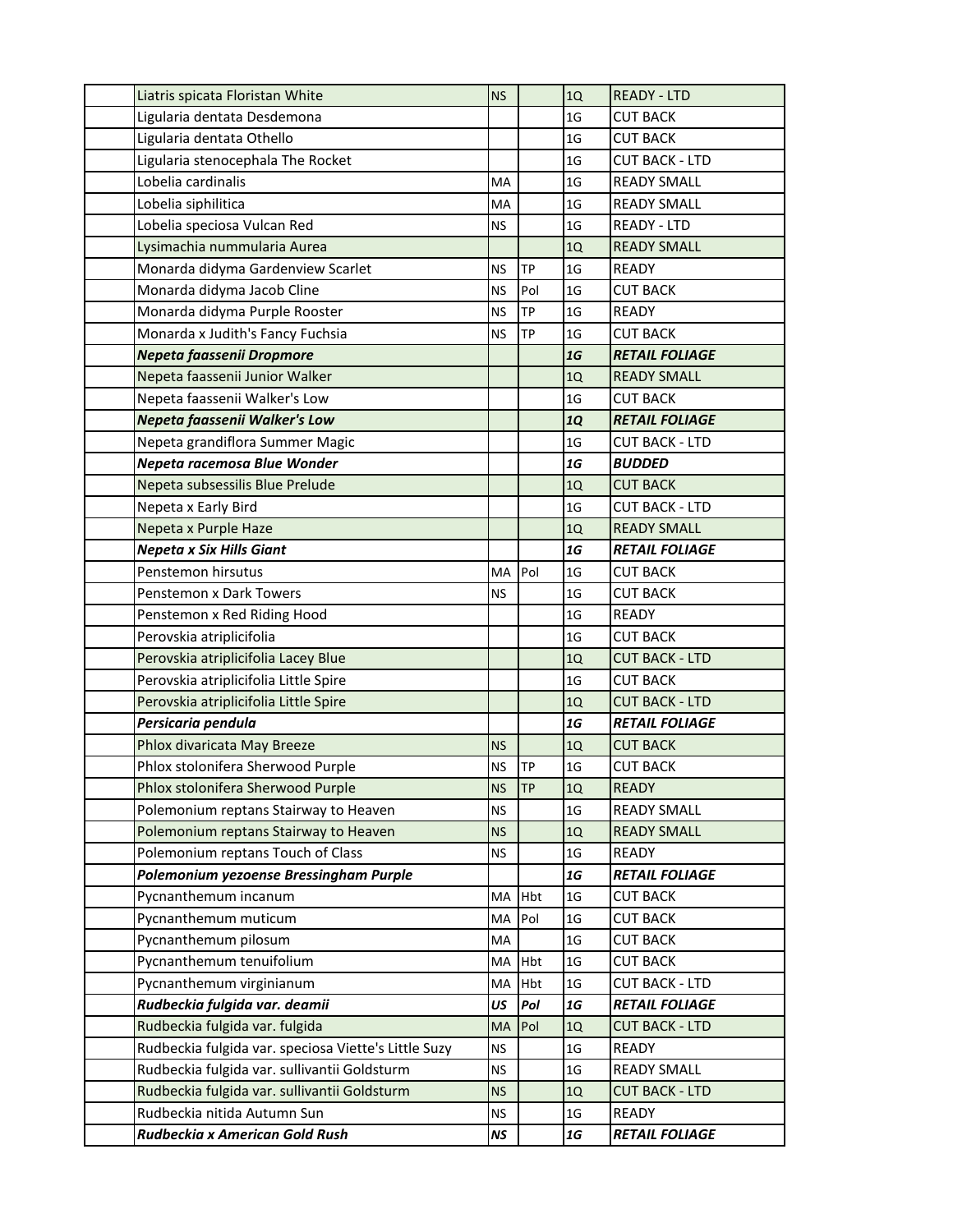| | | | | | |
|---|---|---|---|---|---|
| | Liatris spicata Floristan White | NS | | 1Q | READY - LTD |
| | Ligularia dentata Desdemona | | | 1G | CUT BACK |
| | Ligularia dentata Othello | | | 1G | CUT BACK |
| | Ligularia stenocephala The Rocket | | | 1G | CUT BACK - LTD |
| | Lobelia cardinalis | MA | | 1G | READY SMALL |
| | Lobelia siphilitica | MA | | 1G | READY SMALL |
| | Lobelia speciosa Vulcan Red | NS | | 1G | READY - LTD |
| | Lysimachia nummularia Aurea | | | 1Q | READY SMALL |
| | Monarda didyma Gardenview Scarlet | NS | TP | 1G | READY |
| | Monarda didyma Jacob Cline | NS | Pol | 1G | CUT BACK |
| | Monarda didyma Purple Rooster | NS | TP | 1G | READY |
| | Monarda x Judith's Fancy Fuchsia | NS | TP | 1G | CUT BACK |
| | ***Nepeta faassenii Dropmore*** | | | ***1G*** | ***RETAIL FOLIAGE*** |
| | Nepeta faassenii Junior Walker | | | 1Q | READY SMALL |
| | Nepeta faassenii Walker's Low | | | 1G | CUT BACK |
| | ***Nepeta faassenii Walker's Low*** | | | ***1Q*** | ***RETAIL FOLIAGE*** |
| | Nepeta grandiflora Summer Magic | | | 1G | CUT BACK - LTD |
| | ***Nepeta racemosa Blue Wonder*** | | | ***1G*** | ***BUDDED*** |
| | Nepeta subsessilis Blue Prelude | | | 1Q | CUT BACK |
| | Nepeta x Early Bird | | | 1G | CUT BACK - LTD |
| | Nepeta x Purple Haze | | | 1Q | READY SMALL |
| | ***Nepeta x Six Hills Giant*** | | | ***1G*** | ***RETAIL FOLIAGE*** |
| | Penstemon hirsutus | MA | Pol | 1G | CUT BACK |
| | Penstemon x Dark Towers | NS | | 1G | CUT BACK |
| | Penstemon x Red Riding Hood | | | 1G | READY |
| | Perovskia atriplicifolia | | | 1G | CUT BACK |
| | Perovskia atriplicifolia Lacey Blue | | | 1Q | CUT BACK - LTD |
| | Perovskia atriplicifolia Little Spire | | | 1G | CUT BACK |
| | Perovskia atriplicifolia Little Spire | | | 1Q | CUT BACK - LTD |
| | ***Persicaria pendula*** | | | ***1G*** | ***RETAIL FOLIAGE*** |
| | Phlox divaricata May Breeze | NS | | 1Q | CUT BACK |
| | Phlox stolonifera Sherwood Purple | NS | TP | 1G | CUT BACK |
| | Phlox stolonifera Sherwood Purple | NS | TP | 1Q | READY |
| | Polemonium reptans Stairway to Heaven | NS | | 1G | READY SMALL |
| | Polemonium reptans Stairway to Heaven | NS | | 1Q | READY SMALL |
| | Polemonium reptans Touch of Class | NS | | 1G | READY |
| | ***Polemonium yezoense Bressingham Purple*** | | | ***1G*** | ***RETAIL FOLIAGE*** |
| | Pycnanthemum incanum | MA | Hbt | 1G | CUT BACK |
| | Pycnanthemum muticum | MA | Pol | 1G | CUT BACK |
| | Pycnanthemum pilosum | MA | | 1G | CUT BACK |
| | Pycnanthemum tenuifolium | MA | Hbt | 1G | CUT BACK |
| | Pycnanthemum virginianum | MA | Hbt | 1G | CUT BACK - LTD |
| | ***Rudbeckia fulgida var. deamii*** | ***US*** | ***Pol*** | ***1G*** | ***RETAIL FOLIAGE*** |
| | Rudbeckia fulgida var. fulgida | MA | Pol | 1Q | CUT BACK - LTD |
| | Rudbeckia fulgida var. speciosa Viette's Little Suzy | NS | | 1G | READY |
| | Rudbeckia fulgida var. sullivantii Goldsturm | NS | | 1G | READY SMALL |
| | Rudbeckia fulgida var. sullivantii Goldsturm | NS | | 1Q | CUT BACK - LTD |
| | Rudbeckia nitida Autumn Sun | NS | | 1G | READY |
| | ***Rudbeckia x American Gold Rush*** | ***NS*** | | ***1G*** | ***RETAIL FOLIAGE*** |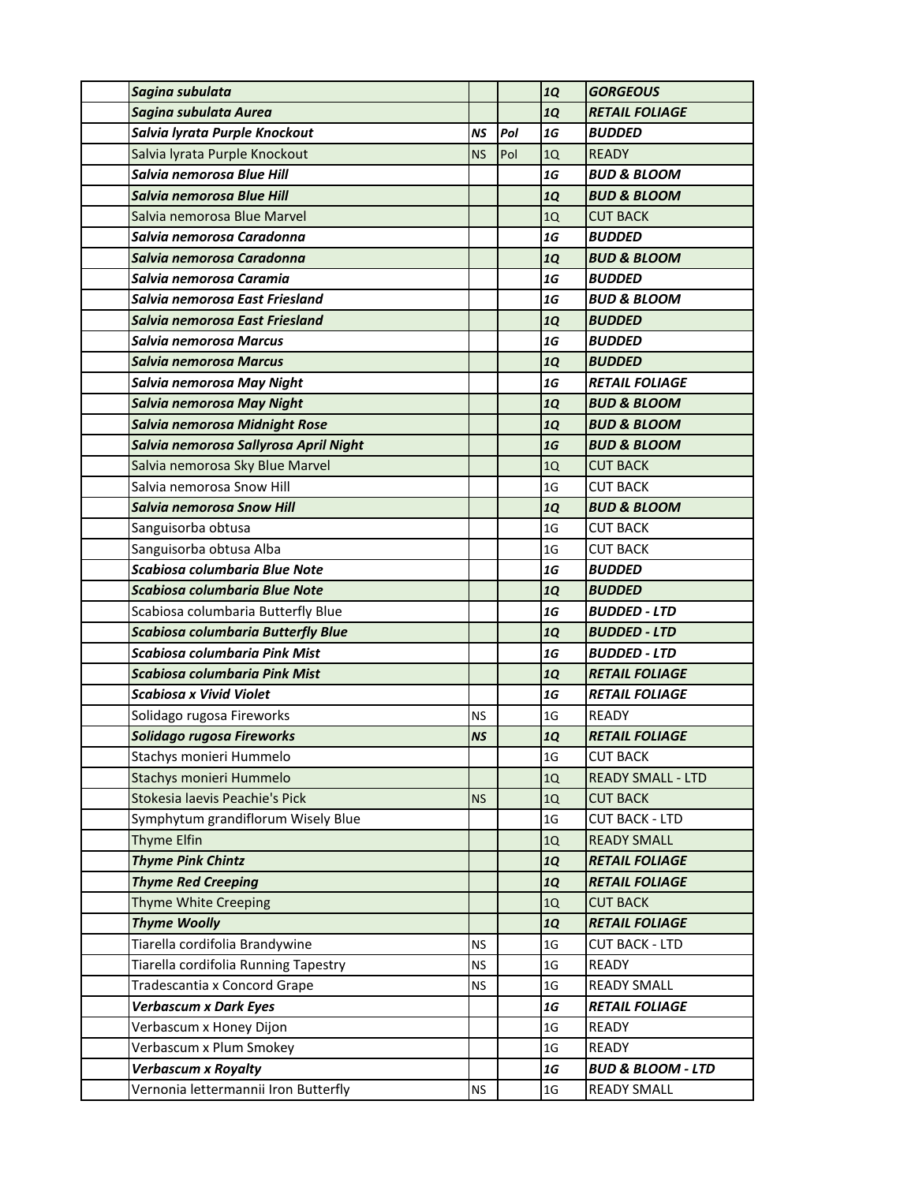| | | | | | |
|---|---|---|---|---|---|
| | ***Sagina subulata*** | | | ***1Q*** | ***GORGEOUS*** |
| | ***Sagina subulata Aurea*** | | | ***1Q*** | ***RETAIL FOLIAGE*** |
| | ***Salvia lyrata Purple Knockout*** | ***NS*** | ***Pol*** | ***1G*** | ***BUDDED*** |
| | Salvia lyrata Purple Knockout | NS | Pol | 1Q | READY |
| | ***Salvia nemorosa Blue Hill*** | | | ***1G*** | ***BUD & BLOOM*** |
| | ***Salvia nemorosa Blue Hill*** | | | ***1Q*** | ***BUD & BLOOM*** |
| | Salvia nemorosa Blue Marvel | | | 1Q | CUT BACK |
| | ***Salvia nemorosa Caradonna*** | | | ***1G*** | ***BUDDED*** |
| | ***Salvia nemorosa Caradonna*** | | | ***1Q*** | ***BUD & BLOOM*** |
| | ***Salvia nemorosa Caramia*** | | | ***1G*** | ***BUDDED*** |
| | ***Salvia nemorosa East Friesland*** | | | ***1G*** | ***BUD & BLOOM*** |
| | ***Salvia nemorosa East Friesland*** | | | ***1Q*** | ***BUDDED*** |
| | ***Salvia nemorosa Marcus*** | | | ***1G*** | ***BUDDED*** |
| | ***Salvia nemorosa Marcus*** | | | ***1Q*** | ***BUDDED*** |
| | ***Salvia nemorosa May Night*** | | | ***1G*** | ***RETAIL FOLIAGE*** |
| | ***Salvia nemorosa May Night*** | | | ***1Q*** | ***BUD & BLOOM*** |
| | ***Salvia nemorosa Midnight Rose*** | | | ***1Q*** | ***BUD & BLOOM*** |
| | ***Salvia nemorosa Sallyrosa April Night*** | | | ***1G*** | ***BUD & BLOOM*** |
| | Salvia nemorosa Sky Blue Marvel | | | 1Q | CUT BACK |
| | Salvia nemorosa Snow Hill | | | 1G | CUT BACK |
| | ***Salvia nemorosa Snow Hill*** | | | ***1Q*** | ***BUD & BLOOM*** |
| | Sanguisorba obtusa | | | 1G | CUT BACK |
| | Sanguisorba obtusa Alba | | | 1G | CUT BACK |
| | ***Scabiosa columbaria Blue Note*** | | | ***1G*** | ***BUDDED*** |
| | ***Scabiosa columbaria Blue Note*** | | | ***1Q*** | ***BUDDED*** |
| | Scabiosa columbaria Butterfly Blue | | | ***1G*** | ***BUDDED - LTD*** |
| | ***Scabiosa columbaria Butterfly Blue*** | | | ***1Q*** | ***BUDDED - LTD*** |
| | ***Scabiosa columbaria Pink Mist*** | | | ***1G*** | ***BUDDED - LTD*** |
| | ***Scabiosa columbaria Pink Mist*** | | | ***1Q*** | ***RETAIL FOLIAGE*** |
| | ***Scabiosa x Vivid Violet*** | | | ***1G*** | ***RETAIL FOLIAGE*** |
| | Solidago rugosa Fireworks | NS | | 1G | READY |
| | ***Solidago rugosa Fireworks*** | ***NS*** | | ***1Q*** | ***RETAIL FOLIAGE*** |
| | Stachys monieri Hummelo | | | 1G | CUT BACK |
| | Stachys monieri Hummelo | | | 1Q | READY SMALL - LTD |
| | Stokesia laevis Peachie's Pick | NS | | 1Q | CUT BACK |
| | Symphytum grandiflorum Wisely Blue | | | 1G | CUT BACK - LTD |
| | Thyme Elfin | | | 1Q | READY SMALL |
| | ***Thyme Pink Chintz*** | | | ***1Q*** | ***RETAIL FOLIAGE*** |
| | ***Thyme Red Creeping*** | | | ***1Q*** | ***RETAIL FOLIAGE*** |
| | Thyme White Creeping | | | 1Q | CUT BACK |
| | ***Thyme Woolly*** | | | ***1Q*** | ***RETAIL FOLIAGE*** |
| | Tiarella cordifolia Brandywine | NS | | 1G | CUT BACK - LTD |
| | Tiarella cordifolia Running Tapestry | NS | | 1G | READY |
| | Tradescantia x Concord Grape | NS | | 1G | READY SMALL |
| | ***Verbascum x Dark Eyes*** | | | ***1G*** | ***RETAIL FOLIAGE*** |
| | Verbascum x Honey Dijon | | | 1G | READY |
| | Verbascum x Plum Smokey | | | 1G | READY |
| | ***Verbascum x Royalty*** | | | ***1G*** | ***BUD & BLOOM - LTD*** |
| | Vernonia lettermannii Iron Butterfly | NS | | 1G | READY SMALL |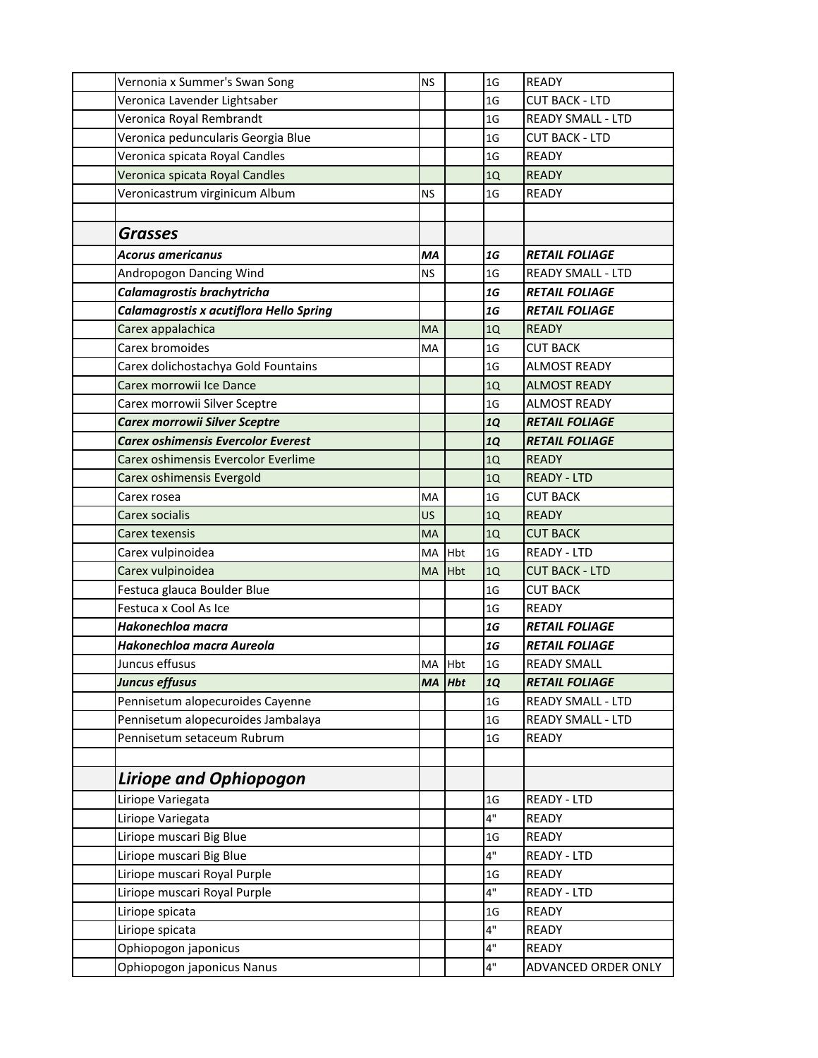| | | | | | |
|---|---|---|---|---|---|
| | Vernonia x Summer's Swan Song | NS | | 1G | READY |
| | Veronica Lavender Lightsaber | | | 1G | CUT BACK - LTD |
| | Veronica Royal Rembrandt | | | 1G | READY SMALL - LTD |
| | Veronica peduncularis Georgia Blue | | | 1G | CUT BACK - LTD |
| | Veronica spicata Royal Candles | | | 1G | READY |
| | Veronica spicata Royal Candles | | | 1Q | READY |
| | Veronicastrum virginicum Album | NS | | 1G | READY |
| | | | | | |
| | ***Grasses*** | | | | |
| | ***Acorus americanus*** | ***MA*** | | ***1G*** | ***RETAIL FOLIAGE*** |
| | Andropogon Dancing Wind | NS | | 1G | READY SMALL - LTD |
| | ***Calamagrostis brachytricha*** | | | ***1G*** | ***RETAIL FOLIAGE*** |
| | ***Calamagrostis x acutiflora Hello Spring*** | | | ***1G*** | ***RETAIL FOLIAGE*** |
| | Carex appalachica | MA | | 1Q | READY |
| | Carex bromoides | MA | | 1G | CUT BACK |
| | Carex dolichostachya Gold Fountains | | | 1G | ALMOST READY |
| | Carex morrowii Ice Dance | | | 1Q | ALMOST READY |
| | Carex morrowii Silver Sceptre | | | 1G | ALMOST READY |
| | ***Carex morrowii Silver Sceptre*** | | | ***1Q*** | ***RETAIL FOLIAGE*** |
| | ***Carex oshimensis Evercolor Everest*** | | | ***1Q*** | ***RETAIL FOLIAGE*** |
| | Carex oshimensis Evercolor Everlime | | | 1Q | READY |
| | Carex oshimensis Evergold | | | 1Q | READY - LTD |
| | Carex rosea | MA | | 1G | CUT BACK |
| | Carex socialis | US | | 1Q | READY |
| | Carex texensis | MA | | 1Q | CUT BACK |
| | Carex vulpinoidea | MA | Hbt | 1G | READY - LTD |
| | Carex vulpinoidea | MA | Hbt | 1Q | CUT BACK - LTD |
| | Festuca glauca Boulder Blue | | | 1G | CUT BACK |
| | Festuca x Cool As Ice | | | 1G | READY |
| | ***Hakonechloa macra*** | | | ***1G*** | ***RETAIL FOLIAGE*** |
| | ***Hakonechloa macra Aureola*** | | | ***1G*** | ***RETAIL FOLIAGE*** |
| | Juncus effusus | MA | Hbt | 1G | READY SMALL |
| | ***Juncus effusus*** | ***MA*** | ***Hbt*** | ***1Q*** | ***RETAIL FOLIAGE*** |
| | Pennisetum alopecuroides Cayenne | | | 1G | READY SMALL - LTD |
| | Pennisetum alopecuroides Jambalaya | | | 1G | READY SMALL - LTD |
| | Pennisetum setaceum Rubrum | | | 1G | READY |
| | | | | | |
| | ***Liriope and Ophiopogon*** | | | | |
| | Liriope Variegata | | | 1G | READY - LTD |
| | Liriope Variegata | | | 4" | READY |
| | Liriope muscari Big Blue | | | 1G | READY |
| | Liriope muscari Big Blue | | | 4" | READY - LTD |
| | Liriope muscari Royal Purple | | | 1G | READY |
| | Liriope muscari Royal Purple | | | 4" | READY - LTD |
| | Liriope spicata | | | 1G | READY |
| | Liriope spicata | | | 4" | READY |
| | Ophiopogon japonicus | | | 4" | READY |
| | Ophiopogon japonicus Nanus | | | 4" | ADVANCED ORDER ONLY |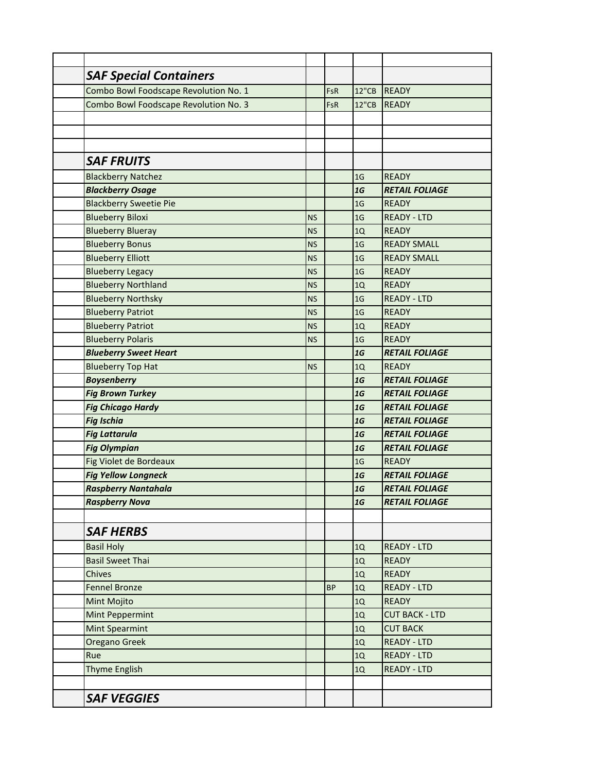| | | | | | |
|---|---|---|---|---|---|
| | ***SAF Special Containers*** | | | | |
| | Combo Bowl Foodscape Revolution No. 1 | | FsR | 12"CB | READY |
| | Combo Bowl Foodscape Revolution No. 3 | | FsR | 12"CB | READY |
| | | | | | |
| | | | | | |
| | | | | | |
| | ***SAF FRUITS*** | | | | |
| | Blackberry Natchez | | | 1G | READY |
| | ***Blackberry Osage*** | | | ***1G*** | ***RETAIL FOLIAGE*** |
| | Blackberry Sweetie Pie | | | 1G | READY |
| | Blueberry Biloxi | NS | | 1G | READY - LTD |
| | Blueberry Blueray | NS | | 1Q | READY |
| | Blueberry Bonus | NS | | 1G | READY SMALL |
| | Blueberry Elliott | NS | | 1G | READY SMALL |
| | Blueberry Legacy | NS | | 1G | READY |
| | Blueberry Northland | NS | | 1Q | READY |
| | Blueberry Northsky | NS | | 1G | READY - LTD |
| | Blueberry Patriot | NS | | 1G | READY |
| | Blueberry Patriot | NS | | 1Q | READY |
| | Blueberry Polaris | NS | | 1G | READY |
| | ***Blueberry Sweet Heart*** | | | ***1G*** | ***RETAIL FOLIAGE*** |
| | Blueberry Top Hat | NS | | 1Q | READY |
| | ***Boysenberry*** | | | ***1G*** | ***RETAIL FOLIAGE*** |
| | ***Fig Brown Turkey*** | | | ***1G*** | ***RETAIL FOLIAGE*** |
| | ***Fig Chicago Hardy*** | | | ***1G*** | ***RETAIL FOLIAGE*** |
| | ***Fig Ischia*** | | | ***1G*** | ***RETAIL FOLIAGE*** |
| | ***Fig Lattarula*** | | | ***1G*** | ***RETAIL FOLIAGE*** |
| | ***Fig Olympian*** | | | ***1G*** | ***RETAIL FOLIAGE*** |
| | Fig Violet de Bordeaux | | | 1G | READY |
| | ***Fig Yellow Longneck*** | | | ***1G*** | ***RETAIL FOLIAGE*** |
| | ***Raspberry Nantahala*** | | | ***1G*** | ***RETAIL FOLIAGE*** |
| | ***Raspberry Nova*** | | | ***1G*** | ***RETAIL FOLIAGE*** |
| | | | | | |
| | ***SAF HERBS*** | | | | |
| | Basil Holy | | | 1Q | READY - LTD |
| | Basil Sweet Thai | | | 1Q | READY |
| | Chives | | | 1Q | READY |
| | Fennel Bronze | | BP | 1Q | READY - LTD |
| | Mint Mojito | | | 1Q | READY |
| | Mint Peppermint | | | 1Q | CUT BACK - LTD |
| | Mint Spearmint | | | 1Q | CUT BACK |
| | Oregano Greek | | | 1Q | READY - LTD |
| | Rue | | | 1Q | READY - LTD |
| | Thyme English | | | 1Q | READY - LTD |
| | | | | | |
| | ***SAF VEGGIES*** | | | | |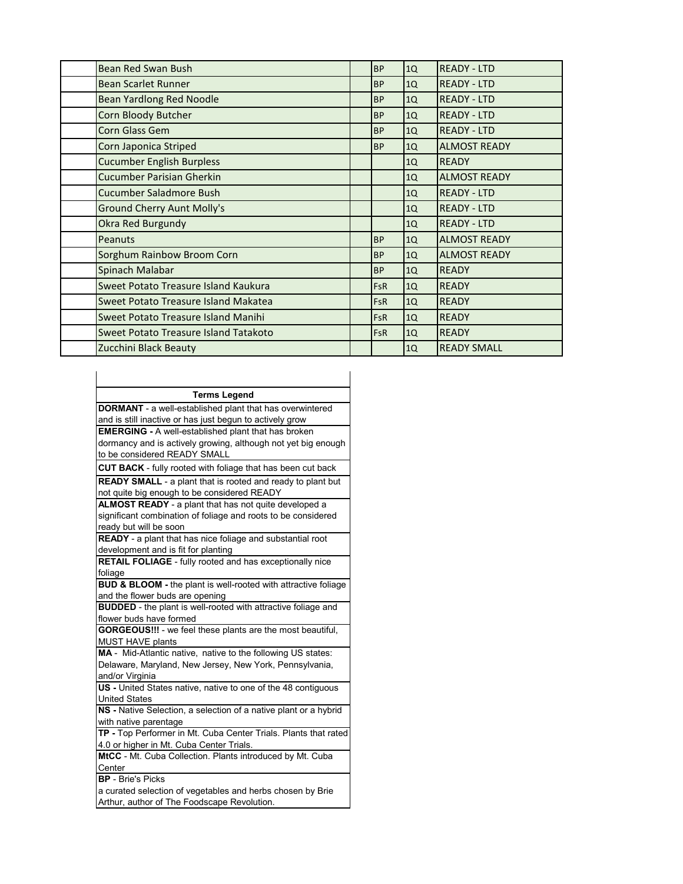| | | | | |
|---|---|---|---|---|
| | Bean Red Swan Bush | | BP | 1Q | READY - LTD |
| | Bean Scarlet Runner | | BP | 1Q | READY - LTD |
| | Bean Yardlong Red Noodle | | BP | 1Q | READY - LTD |
| | Corn Bloody Butcher | | BP | 1Q | READY - LTD |
| | Corn Glass Gem | | BP | 1Q | READY - LTD |
| | Corn Japonica Striped | | BP | 1Q | ALMOST READY |
| | Cucumber English Burpless | | | 1Q | READY |
| | Cucumber Parisian Gherkin | | | 1Q | ALMOST READY |
| | Cucumber Saladmore Bush | | | 1Q | READY - LTD |
| | Ground Cherry Aunt Molly's | | | 1Q | READY - LTD |
| | Okra Red Burgundy | | | 1Q | READY - LTD |
| | Peanuts | | BP | 1Q | ALMOST READY |
| | Sorghum Rainbow Broom Corn | | BP | 1Q | ALMOST READY |
| | Spinach Malabar | | BP | 1Q | READY |
| | Sweet Potato Treasure Island Kaukura | | FsR | 1Q | READY |
| | Sweet Potato Treasure Island Makatea | | FsR | 1Q | READY |
| | Sweet Potato Treasure Island Manihi | | FsR | 1Q | READY |
| | Sweet Potato Treasure Island Tatakoto | | FsR | 1Q | READY |
| | Zucchini Black Beauty | | | 1Q | READY SMALL |

| Terms Legend |
|---|
| **DORMANT** - a well-established plant that has overwintered and is still inactive or has just begun to actively grow |
| **EMERGING -** A well-established plant that has broken dormancy and is actively growing, although not yet big enough to be considered READY SMALL |
| **CUT BACK** - fully rooted with foliage that has been cut back |
| **READY SMALL** - a plant that is rooted and ready to plant but not quite big enough to be considered READY |
| **ALMOST READY** - a plant that has not quite developed a significant combination of foliage and roots to be considered ready but will be soon |
| **READY** - a plant that has nice foliage and substantial root development and is fit for planting |
| **RETAIL FOLIAGE** - fully rooted and has exceptionally nice foliage |
| **BUD & BLOOM -** the plant is well-rooted with attractive foliage and the flower buds are opening |
| **BUDDED** - the plant is well-rooted with attractive foliage and flower buds have formed |
| **GORGEOUS!!!** - we feel these plants are the most beautiful, MUST HAVE plants |
| **MA** - Mid-Atlantic native, native to the following US states: Delaware, Maryland, New Jersey, New York, Pennsylvania, and/or Virginia |
| **US -** United States native, native to one of the 48 contiguous United States |
| **NS -** Native Selection, a selection of a native plant or a hybrid with native parentage |
| **TP -** Top Performer in Mt. Cuba Center Trials. Plants that rated 4.0 or higher in Mt. Cuba Center Trials. |
| **MtCC** - Mt. Cuba Collection. Plants introduced by Mt. Cuba Center |
| **BP** - Brie's Picks a curated selection of vegetables and herbs chosen by Brie Arthur, author of The Foodscape Revolution. |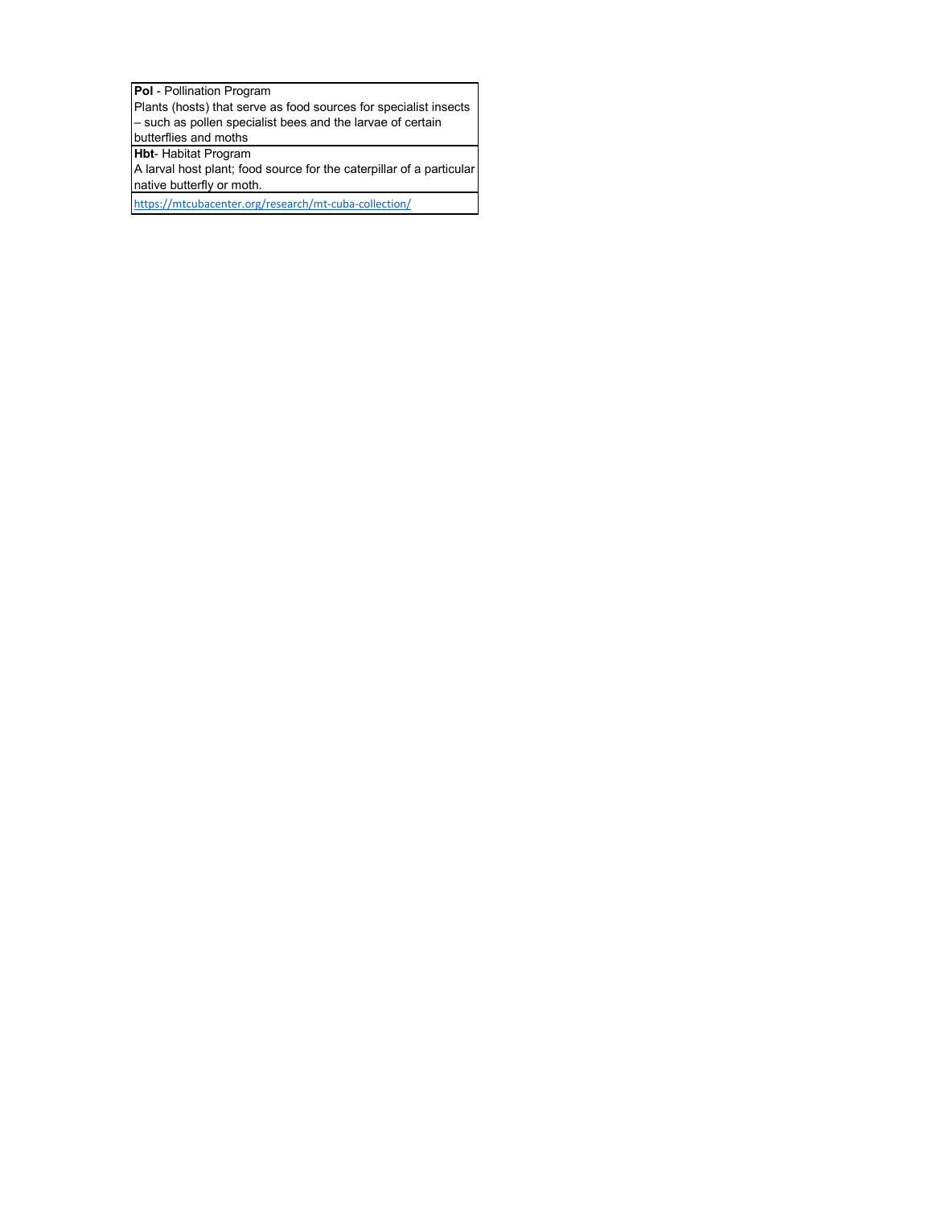| |
|---|
| **Pol** - Pollination Program<br>Plants (hosts) that serve as food sources for specialist insects – such as pollen specialist bees and the larvae of certain butterflies and moths |
| **Hbt**- Habitat Program<br>A larval host plant; food source for the caterpillar of a particular native butterfly or moth. |
| https://mtcubacenter.org/research/mt-cuba-collection/ |